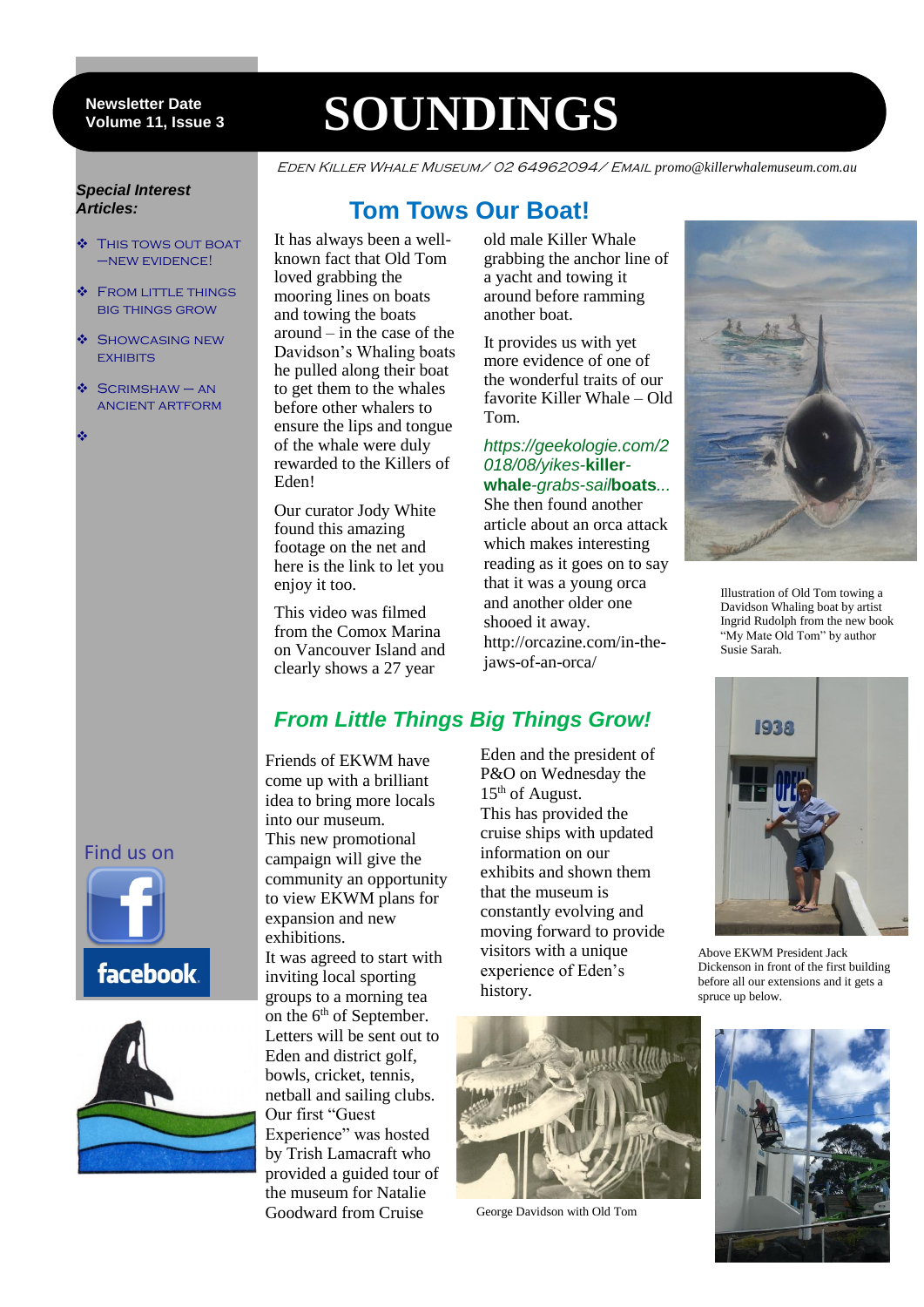Newsletter Date
Volume 11, Issue 3

# SOUNDINGS

EDEN KILLER WHALE MUSEUM/ 02 64962094/ EMAIL promo@killerwhalemuseum.com.au

***Special Interest Articles:***

- This tows out boat —new evidence!
- From little things big things grow
- Showcasing new exhibits
- Scrimshaw – an ancient artform

## Tom Tows Our Boat!

It has always been a well-known fact that Old Tom loved grabbing the mooring lines on boats and towing the boats around – in the case of the Davidson's Whaling boats he pulled along their boat to get them to the whales before other whalers to ensure the lips and tongue of the whale were duly rewarded to the Killers of Eden!

Our curator Jody White found this amazing footage on the net and here is the link to let you enjoy it too.

This video was filmed from the Comox Marina on Vancouver Island and clearly shows a 27 year old male Killer Whale grabbing the anchor line of a yacht and towing it around before ramming another boat.

It provides us with yet more evidence of one of the wonderful traits of our favorite Killer Whale – Old Tom.

*https://geekologie.com/2018/08/yikes-***killer-whale***-grabs-sail***boats***...*
She then found another article about an orca attack which makes interesting reading as it goes on to say that it was a young orca and another older one shooed it away.
http://orcazine.com/in-the-jaws-of-an-orca/

Illustration of Old Tom towing a Davidson Whaling boat by artist Ingrid Rudolph from the new book "My Mate Old Tom" by author Susie Sarah.

## *From Little Things Big Things Grow!*

Friends of EKWM have come up with a brilliant idea to bring more locals into our museum.
This new promotional campaign will give the community an opportunity to view EKWM plans for expansion and new exhibitions.
It was agreed to start with inviting local sporting groups to a morning tea on the 6th of September.
Letters will be sent out to Eden and district golf, bowls, cricket, tennis, netball and sailing clubs.
Our first "Guest Experience" was hosted by Trish Lamacraft who provided a guided tour of the museum for Natalie Goodward from Cruise Eden and the president of P&O on Wednesday the 15th of August.
This has provided the cruise ships with updated information on our exhibits and shown them that the museum is constantly evolving and moving forward to provide visitors with a unique experience of Eden's history.

George Davidson with Old Tom

Above EKWM President Jack Dickenson in front of the first building before all our extensions and it gets a spruce up below.

Find us on facebook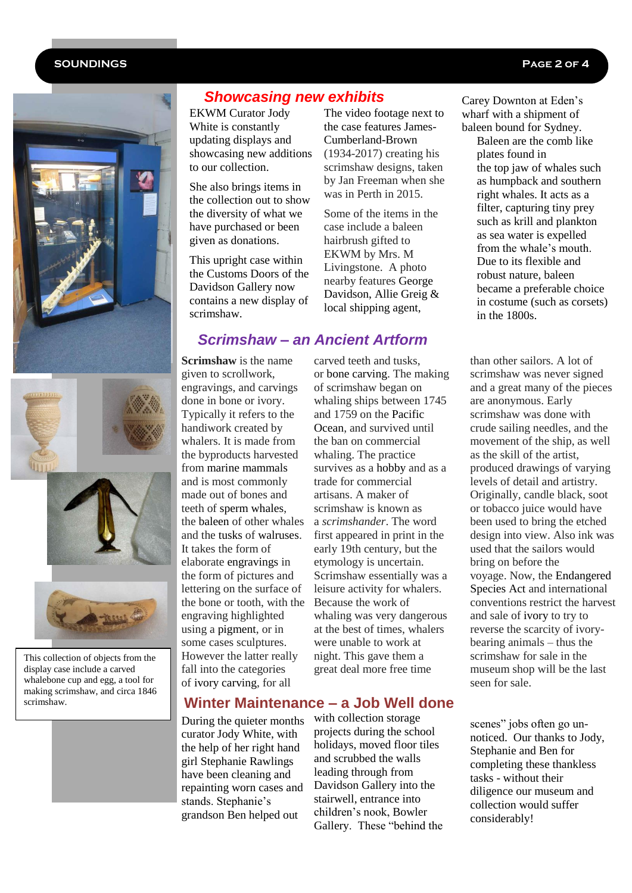## Showcasing new exhibits

EKWM Curator Jody White is constantly updating displays and showcasing new additions to our collection.

She also brings items in the collection out to show the diversity of what we have purchased or been given as donations.

This upright case within the Customs Doors of the Davidson Gallery now contains a new display of scrimshaw.

The video footage next to the case features James-Cumberland-Brown (1934-2017) creating his scrimshaw designs, taken by Jan Freeman when she was in Perth in 2015.

Some of the items in the case include a baleen hairbrush gifted to EKWM by Mrs. M Livingstone. A photo nearby features George Davidson, Allie Greig & local shipping agent, Carey Downton at Eden's wharf with a shipment of baleen bound for Sydney.

Baleen are the comb like plates found in the top jaw of whales such as humpback and southern right whales. It acts as a filter, capturing tiny prey such as krill and plankton as sea water is expelled from the whale's mouth. Due to its flexible and robust nature, baleen became a preferable choice in costume (such as corsets) in the 1800s.

This collection of objects from the display case include a carved whalebone cup and egg, a tool for making scrimshaw, and circa 1846 scrimshaw.

## Scrimshaw – an Ancient Artform

**Scrimshaw** is the name given to scrollwork, engravings, and carvings done in bone or ivory. Typically it refers to the handiwork created by whalers. It is made from the byproducts harvested from marine mammals and is most commonly made out of bones and teeth of sperm whales, the baleen of other whales and the tusks of walruses. It takes the form of elaborate engravings in the form of pictures and lettering on the surface of the bone or tooth, with the engraving highlighted using a pigment, or in some cases sculptures. However the latter really fall into the categories of ivory carving, for all carved teeth and tusks, or bone carving. The making of scrimshaw began on whaling ships between 1745 and 1759 on the Pacific Ocean, and survived until the ban on commercial whaling. The practice survives as a hobby and as a trade for commercial artisans. A maker of scrimshaw is known as a *scrimshander*. The word first appeared in print in the early 19th century, but the etymology is uncertain. Scrimshaw essentially was a leisure activity for whalers. Because the work of whaling was very dangerous at the best of times, whalers were unable to work at night. This gave them a great deal more free time than other sailors. A lot of scrimshaw was never signed and a great many of the pieces are anonymous. Early scrimshaw was done with crude sailing needles, and the movement of the ship, as well as the skill of the artist, produced drawings of varying levels of detail and artistry. Originally, candle black, soot or tobacco juice would have been used to bring the etched design into view. Also ink was used that the sailors would bring on before the voyage. Now, the Endangered Species Act and international conventions restrict the harvest and sale of ivory to try to reverse the scarcity of ivory-bearing animals – thus the scrimshaw for sale in the museum shop will be the last seen for sale.

## Winter Maintenance – a Job Well done

During the quieter months curator Jody White, with the help of her right hand girl Stephanie Rawlings have been cleaning and repainting worn cases and stands. Stephanie's grandson Ben helped out with collection storage projects during the school holidays, moved floor tiles and scrubbed the walls leading through from Davidson Gallery into the stairwell, entrance into children's nook, Bowler Gallery. These "behind the scenes" jobs often go un-noticed. Our thanks to Jody, Stephanie and Ben for completing these thankless tasks - without their diligence our museum and collection would suffer considerably!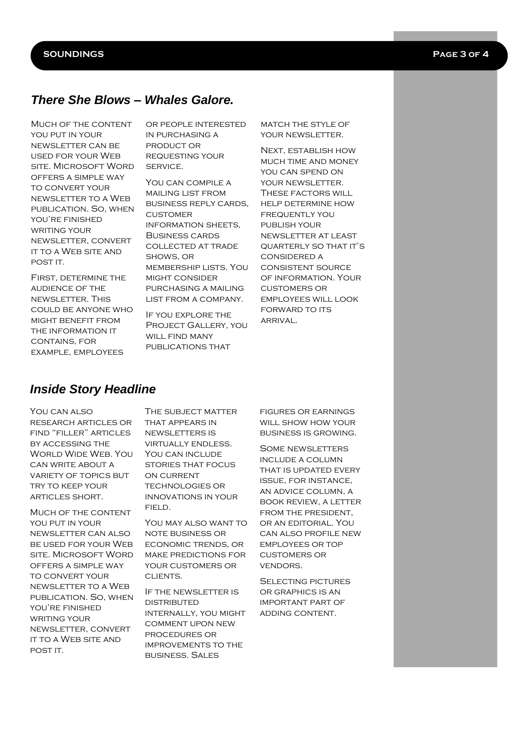## *There She Blows – Whales Galore.*

Much of the content you put in your newsletter can be used for your Web site. Microsoft Word offers a simple way to convert your newsletter to a Web publication. So, when you're finished writing your newsletter, convert it to a Web site and post it.

First, determine the audience of the newsletter. This could be anyone who might benefit from the information it contains, for example, employees or people interested in purchasing a product or requesting your service.

You can compile a mailing list from business reply cards, customer information sheets, Business cards collected at trade shows, or membership lists. You might consider purchasing a mailing list from a company.

If you explore the Project Gallery, you will find many publications that match the style of your newsletter.

Next, establish how much time and money you can spend on your newsletter. These factors will help determine how frequently you publish your newsletter at least quarterly so that it's considered a consistent source of information. Your customers or employees will look forward to its arrival.

## *Inside Story Headline*

You can also research articles or find "filler" articles by accessing the World Wide Web. You can write about a variety of topics but try to keep your articles short.

Much of the content you put in your newsletter can also be used for your Web site. Microsoft Word offers a simple way to convert your newsletter to a Web publication. So, when you're finished writing your newsletter, convert it to a Web site and post it.

The subject matter that appears in newsletters is virtually endless. You can include stories that focus on current technologies or innovations in your field.

You may also want to note business or economic trends, or make predictions for your customers or clients.

If the newsletter is distributed internally, you might comment upon new procedures or improvements to the business. Sales figures or earnings will show how your business is growing.

Some newsletters include a column that is updated every issue, for instance, an advice column, a book review, a letter from the president, or an editorial. You can also profile new employees or top customers or vendors.

Selecting pictures or graphics is an important part of adding content.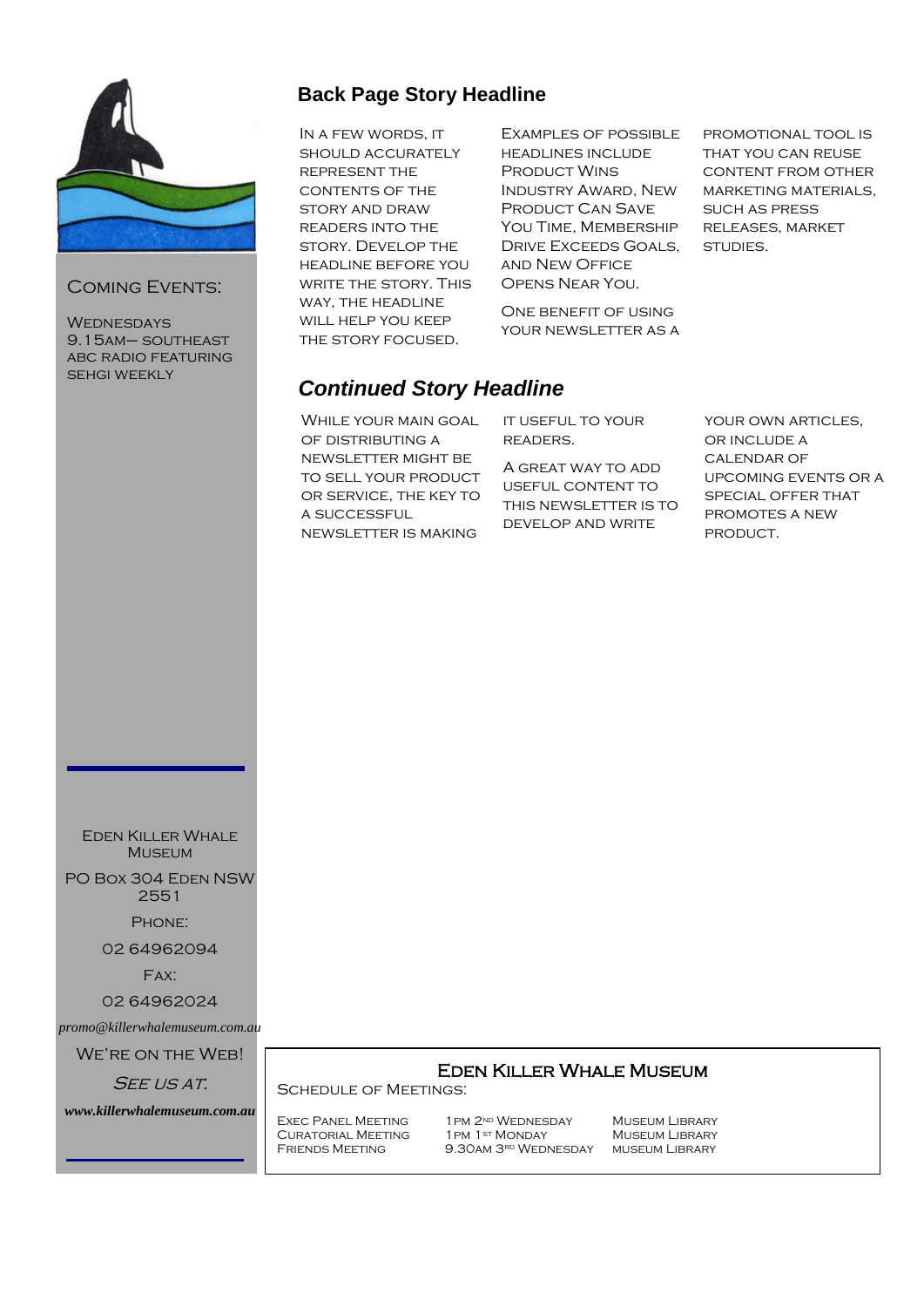## Back Page Story Headline

In a few words, it should accurately represent the contents of the story and draw readers into the story. Develop the headline before you write the story. This way, the headline will help you keep the story focused.

Examples of possible headlines include Product Wins Industry Award, New Product Can Save You Time, Membership Drive Exceeds Goals, and New Office Opens Near You.

One benefit of using your newsletter as a promotional tool is that you can reuse content from other marketing materials, such as press releases, market studies.

## *Continued Story Headline*

While your main goal of distributing a newsletter might be to sell your product or service, the key to a successful newsletter is making it useful to your readers.

A great way to add useful content to this newsletter is to develop and write your own articles, or include a calendar of upcoming events or a special offer that promotes a new product.

Coming Events:

Wednesdays 9.15am— Southeast ABC Radio featuring SEHGI weekly

Eden Killer Whale Museum

PO Box 304 Eden NSW 2551

Phone:

02 64962094

Fax:

02 64962024

*promo@killerwhalemuseum.com.au*

We're on the Web!

*See us at:*

***www.killerwhalemuseum.com.au***

### Eden Killer Whale Museum

Schedule of Meetings:

| | | |
|---|---|---|
| Exec Panel Meeting | 1pm 2nd Wednesday | Museum Library |
| Curatorial Meeting | 1pm 1st Monday | Museum Library |
| Friends Meeting | 9.30am 3rd Wednesday | museum library |